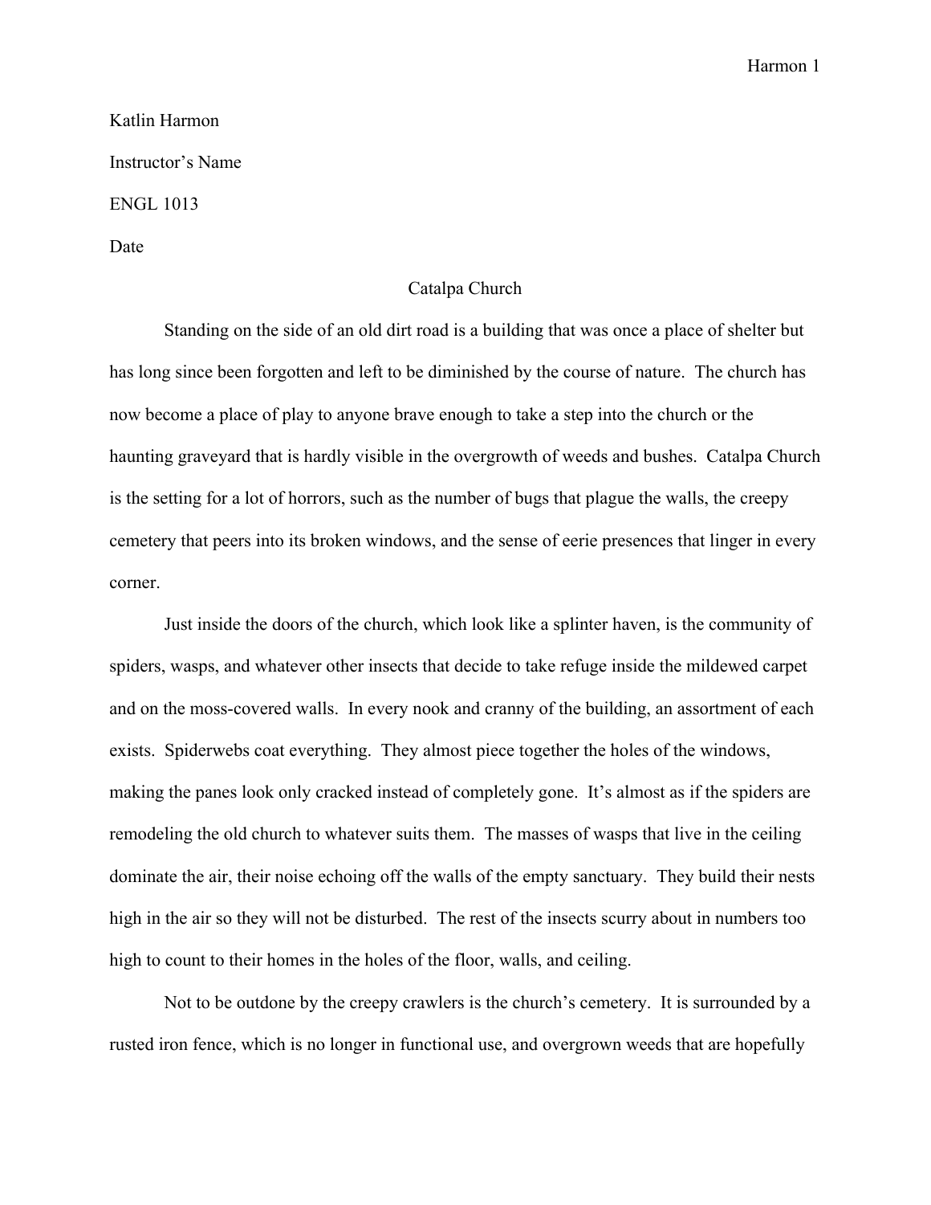Katlin Harmon

Instructor's Name

ENGL 1013

Date

# Catalpa Church

Standing on the side of an old dirt road is a building that was once a place of shelter but has long since been forgotten and left to be diminished by the course of nature. The church has now become a place of play to anyone brave enough to take a step into the church or the haunting graveyard that is hardly visible in the overgrowth of weeds and bushes. Catalpa Church is the setting for a lot of horrors, such as the number of bugs that plague the walls, the creepy cemetery that peers into its broken windows, and the sense of eerie presences that linger in every corner.

Just inside the doors of the church, which look like a splinter haven, is the community of spiders, wasps, and whatever other insects that decide to take refuge inside the mildewed carpet and on the moss-covered walls. In every nook and cranny of the building, an assortment of each exists. Spiderwebs coat everything. They almost piece together the holes of the windows, making the panes look only cracked instead of completely gone. It's almost as if the spiders are remodeling the old church to whatever suits them. The masses of wasps that live in the ceiling dominate the air, their noise echoing off the walls of the empty sanctuary. They build their nests high in the air so they will not be disturbed. The rest of the insects scurry about in numbers too high to count to their homes in the holes of the floor, walls, and ceiling.

Not to be outdone by the creepy crawlers is the church's cemetery. It is surrounded by a rusted iron fence, which is no longer in functional use, and overgrown weeds that are hopefully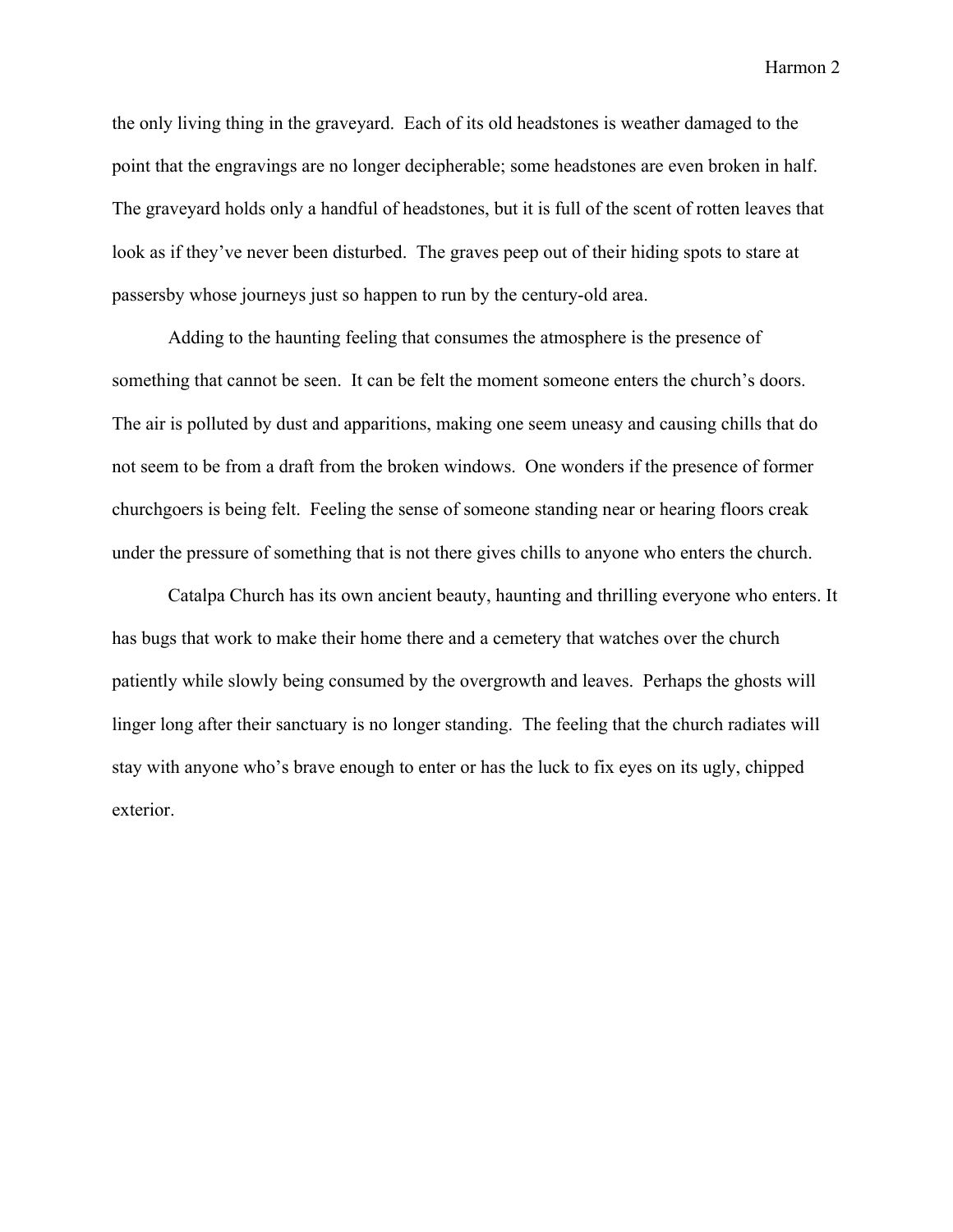the only living thing in the graveyard. Each of its old headstones is weather damaged to the point that the engravings are no longer decipherable; some headstones are even broken in half. The graveyard holds only a handful of headstones, but it is full of the scent of rotten leaves that look as if they've never been disturbed. The graves peep out of their hiding spots to stare at passersby whose journeys just so happen to run by the century-old area.

Adding to the haunting feeling that consumes the atmosphere is the presence of something that cannot be seen. It can be felt the moment someone enters the church's doors. The air is polluted by dust and apparitions, making one seem uneasy and causing chills that do not seem to be from a draft from the broken windows. One wonders if the presence of former churchgoers is being felt. Feeling the sense of someone standing near or hearing floors creak under the pressure of something that is not there gives chills to anyone who enters the church.

Catalpa Church has its own ancient beauty, haunting and thrilling everyone who enters. It has bugs that work to make their home there and a cemetery that watches over the church patiently while slowly being consumed by the overgrowth and leaves. Perhaps the ghosts will linger long after their sanctuary is no longer standing. The feeling that the church radiates will stay with anyone who's brave enough to enter or has the luck to fix eyes on its ugly, chipped exterior.